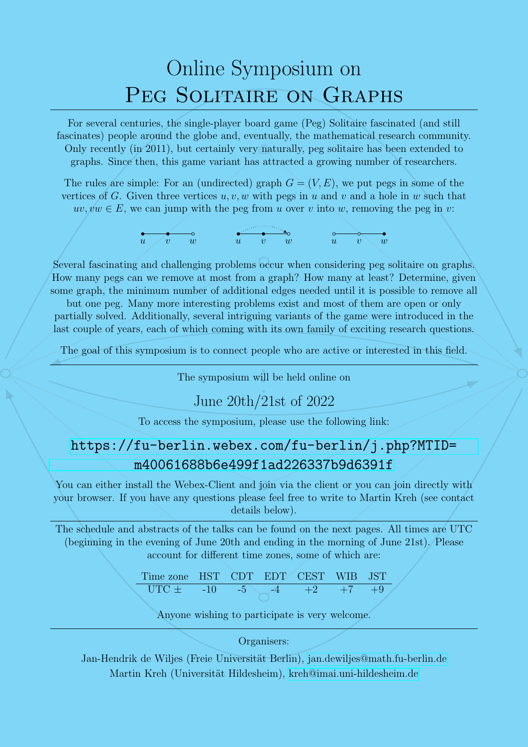# Online Symposium on
# Peg Solitaire on Graphs

For several centuries, the single-player board game (Peg) Solitaire fascinated (and still fascinates) people around the globe and, eventually, the mathematical research community. Only recently (in 2011), but certainly very naturally, peg solitaire has been extended to graphs. Since then, this game variant has attracted a growing number of researchers.

The rules are simple: For an (undirected) graph $G = (V, E)$, we put pegs in some of the vertices of $G$. Given three vertices $u, v, w$ with pegs in $u$ and $v$ and a hole in $w$ such that $uv, vw \in E$, we can jump with the peg from $u$ over $v$ into $w$, removing the peg in $v$:

$u$ $v$ $w$ $u$ $v$ $w$ $u$ $v$ $w$

Several fascinating and challenging problems occur when considering peg solitaire on graphs. How many pegs can we remove at most from a graph? How many at least? Determine, given some graph, the minimum number of additional edges needed until it is possible to remove all but one peg. Many more interesting problems exist and most of them are open or only partially solved. Additionally, several intriguing variants of the game were introduced in the last couple of years, each of which coming with its own family of exciting research questions.

The goal of this symposium is to connect people who are active or interested in this field.

---

The symposium will be held online on

**June 20th/21st of 2022**

To access the symposium, please use the following link:

https://fu-berlin.webex.com/fu-berlin/j.php?MTID=m40061688b6e499f1ad226337b9d6391f

You can either install the Webex-Client and join via the client or you can join directly with your browser. If you have any questions please feel free to write to Martin Kreh (see contact details below).

---

The schedule and abstracts of the talks can be found on the next pages. All times are UTC (beginning in the evening of June 20th and ending in the morning of June 21st). Please account for different time zones, some of which are:

| Time zone | HST | CDT | EDT | CEST | WIB | JST |
|---|---|---|---|---|---|---|
| UTC ± | -10 | -5 | -4 | +2 | +7 | +9 |

Anyone wishing to participate is very welcome.

---

Organisers:

Jan-Hendrik de Wiljes (Freie Universität Berlin), jan.dewiljes@math.fu-berlin.de

Martin Kreh (Universität Hildesheim), kreh@imai.uni-hildesheim.de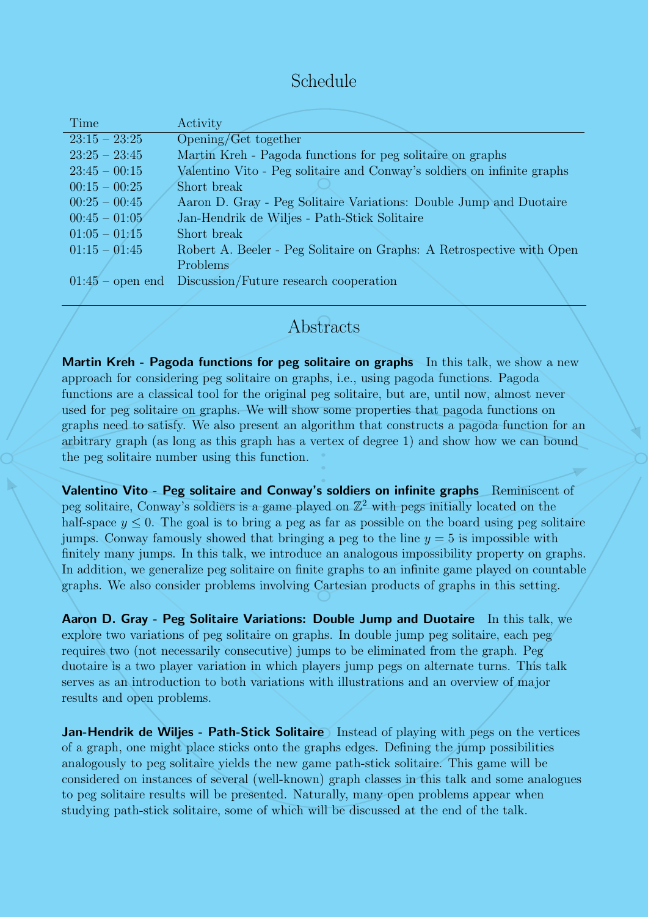## Schedule

| Time | Activity |
|---|---|
| 23:15 – 23:25 | Opening/Get together |
| 23:25 – 23:45 | Martin Kreh - Pagoda functions for peg solitaire on graphs |
| 23:45 – 00:15 | Valentino Vito - Peg solitaire and Conway's soldiers on infinite graphs |
| 00:15 – 00:25 | Short break |
| 00:25 – 00:45 | Aaron D. Gray - Peg Solitaire Variations: Double Jump and Duotaire |
| 00:45 – 01:05 | Jan-Hendrik de Wiljes - Path-Stick Solitaire |
| 01:05 – 01:15 | Short break |
| 01:15 – 01:45 | Robert A. Beeler - Peg Solitaire on Graphs: A Retrospective with Open Problems |
| 01:45 – open end | Discussion/Future research cooperation |

## Abstracts

**Martin Kreh - Pagoda functions for peg solitaire on graphs** In this talk, we show a new approach for considering peg solitaire on graphs, i.e., using pagoda functions. Pagoda functions are a classical tool for the original peg solitaire, but are, until now, almost never used for peg solitaire on graphs. We will show some properties that pagoda functions on graphs need to satisfy. We also present an algorithm that constructs a pagoda function for an arbitrary graph (as long as this graph has a vertex of degree 1) and show how we can bound the peg solitaire number using this function.

**Valentino Vito - Peg solitaire and Conway's soldiers on infinite graphs** Reminiscent of peg solitaire, Conway's soldiers is a game played on $\mathbb{Z}^2$ with pegs initially located on the half-space $y \leq 0$. The goal is to bring a peg as far as possible on the board using peg solitaire jumps. Conway famously showed that bringing a peg to the line $y = 5$ is impossible with finitely many jumps. In this talk, we introduce an analogous impossibility property on graphs. In addition, we generalize peg solitaire on finite graphs to an infinite game played on countable graphs. We also consider problems involving Cartesian products of graphs in this setting.

**Aaron D. Gray - Peg Solitaire Variations: Double Jump and Duotaire** In this talk, we explore two variations of peg solitaire on graphs. In double jump peg solitaire, each peg requires two (not necessarily consecutive) jumps to be eliminated from the graph. Peg duotaire is a two player variation in which players jump pegs on alternate turns. This talk serves as an introduction to both variations with illustrations and an overview of major results and open problems.

**Jan-Hendrik de Wiljes - Path-Stick Solitaire** Instead of playing with pegs on the vertices of a graph, one might place sticks onto the graphs edges. Defining the jump possibilities analogously to peg solitaire yields the new game path-stick solitaire. This game will be considered on instances of several (well-known) graph classes in this talk and some analogues to peg solitaire results will be presented. Naturally, many open problems appear when studying path-stick solitaire, some of which will be discussed at the end of the talk.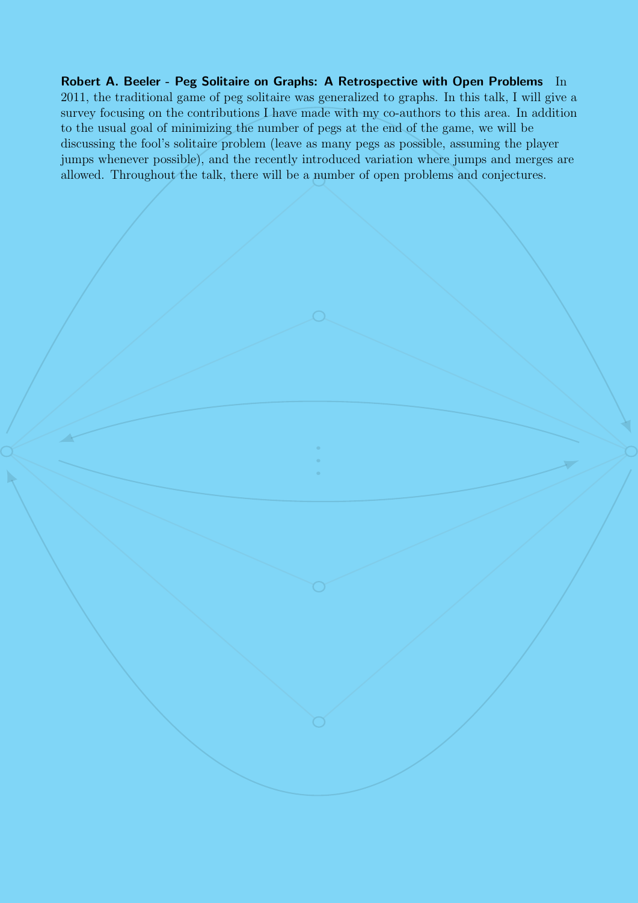**Robert A. Beeler - Peg Solitaire on Graphs: A Retrospective with Open Problems** In 2011, the traditional game of peg solitaire was generalized to graphs. In this talk, I will give a survey focusing on the contributions I have made with my co-authors to this area. In addition to the usual goal of minimizing the number of pegs at the end of the game, we will be discussing the fool's solitaire problem (leave as many pegs as possible, assuming the player jumps whenever possible), and the recently introduced variation where jumps and merges are allowed. Throughout the talk, there will be a number of open problems and conjectures.